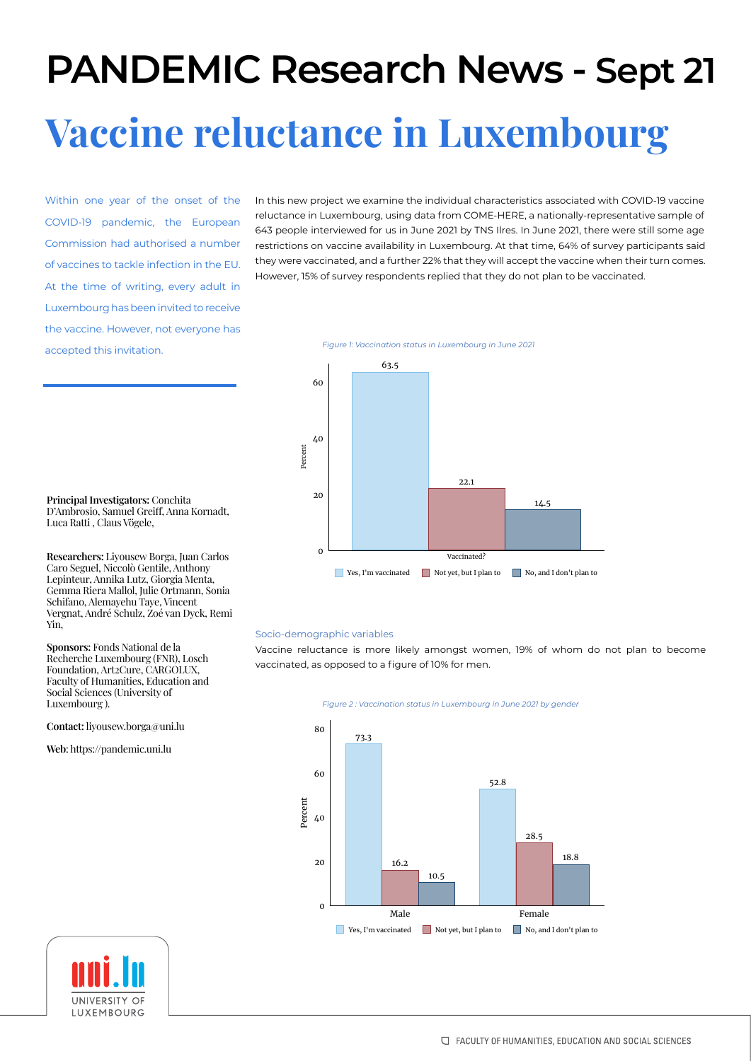# PANDEMIC Research News - Sept 21

# Vaccine reluctance in Luxembourg

Within one year of the onset of the COVID-19 pandemic, the European Commission had authorised a number of vaccines to tackle infection in the EU. At the time of writing, every adult in Luxembourg has been invited to receive the vaccine. However, not everyone has accepted this invitation.

In this new project we examine the individual characteristics associated with COVID-19 vaccine reluctance in Luxembourg, using data from COME-HERE, a nationally-representative sample of 643 people interviewed for us in June 2021 by TNS Ilres. In June 2021, there were still some age restrictions on vaccine availability in Luxembourg. At that time, 64% of survey participants said they were vaccinated, and a further 22% that they will accept the vaccine when their turn comes. However, 15% of survey respondents replied that they do not plan to be vaccinated.

*Figure 1: Vaccination status in Luxembourg in June 2021*

| Vaccinated? | Percent |
|---|---|
| Yes, I'm vaccinated | 63.5 |
| Not yet, but I plan to | 22.1 |
| No, and I don't plan to | 14.5 |

### Socio-demographic variables

Vaccine reluctance is more likely amongst women, 19% of whom do not plan to become vaccinated, as opposed to a figure of 10% for men.

*Figure 2 : Vaccination status in Luxembourg in June 2021 by gender*

| | Yes, I'm vaccinated | Not yet, but I plan to | No, and I don't plan to |
|---|---|---|---|
| Male | 73.3 | 16.2 | 10.5 |
| Female | 52.8 | 28.5 | 18.8 |

**Principal Investigators:** Conchita D'Ambrosio, Samuel Greiff, Anna Kornadt, Luca Ratti , Claus Vögele,

**Researchers:** Liyousew Borga, Juan Carlos Caro Seguel, Niccolò Gentile, Anthony Lepinteur, Annika Lutz, Giorgia Menta, Gemma Riera Mallol, Julie Ortmann, Sonia Schifano, Alemayehu Taye, Vincent Vergnat, André Schulz, Zoé van Dyck, Remi Yin,

**Sponsors:** Fonds National de la Recherche Luxembourg (FNR), Losch Foundation, Art2Cure, CARGOLUX, Faculty of Humanities, Education and Social Sciences (University of Luxembourg ).

**Contact:** liyousew.borga@uni.lu

**Web**: https://pandemic.uni.lu

uni.lu UNIVERSITY OF LUXEMBOURG

FACULTY OF HUMANITIES, EDUCATION AND SOCIAL SCIENCES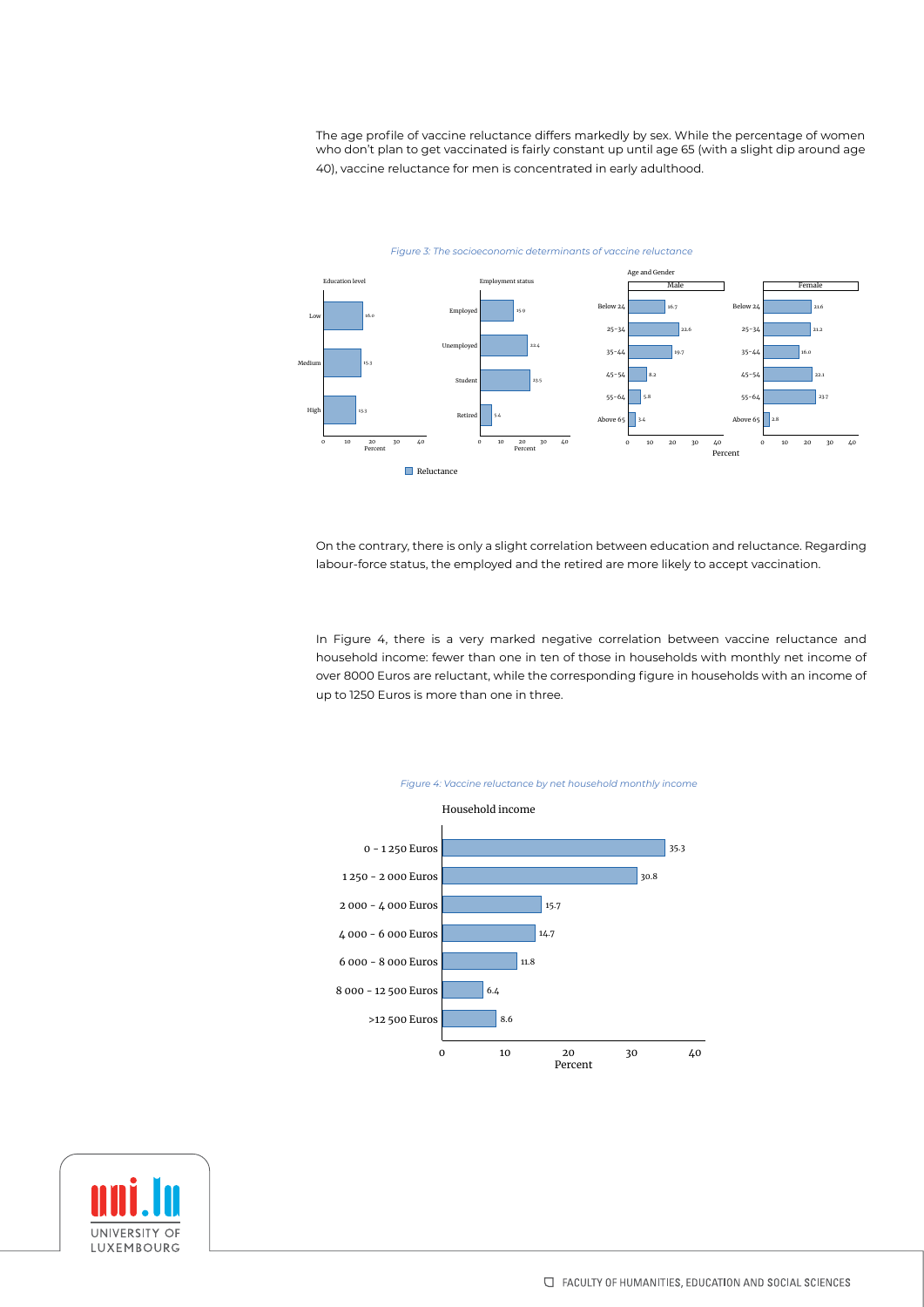The age profile of vaccine reluctance differs markedly by sex. While the percentage of women who don't plan to get vaccinated is fairly constant up until age 65 (with a slight dip around age 40), vaccine reluctance for men is concentrated in early adulthood.

*Figure 3: The socioeconomic determinants of vaccine reluctance*

| Education level | Reluctance (%) |
|---|---|
| Low | 16.0 |
| Medium | 15.3 |
| High | 13.3 |

| Employment status | Reluctance (%) |
|---|---|
| Employed | 13.9 |
| Unemployed | 22.4 |
| Student | 23.5 |
| Retired | 5.4 |

| Age and Gender | Male (%) | Female (%) |
|---|---|---|
| Below 24 | 16.7 | 21.6 |
| 25–34 | 22.6 | 21.2 |
| 35–44 | 19.7 | 16.0 |
| 45–54 | 8.2 | 22.1 |
| 55–64 | 5.8 | 23.7 |
| Above 65 | 3.4 | 2.8 |

On the contrary, there is only a slight correlation between education and reluctance. Regarding labour-force status, the employed and the retired are more likely to accept vaccination.

In Figure 4, there is a very marked negative correlation between vaccine reluctance and household income: fewer than one in ten of those in households with monthly net income of over 8000 Euros are reluctant, while the corresponding figure in households with an income of up to 1250 Euros is more than one in three.

*Figure 4: Vaccine reluctance by net household monthly income*

| Household income | Percent |
|---|---|
| 0 - 1 250 Euros | 35.3 |
| 1 250 - 2 000 Euros | 30.8 |
| 2 000 - 4 000 Euros | 15.7 |
| 4 000 - 6 000 Euros | 14.7 |
| 6 000 - 8 000 Euros | 11.8 |
| 8 000 - 12 500 Euros | 6.4 |
| >12 500 Euros | 8.6 |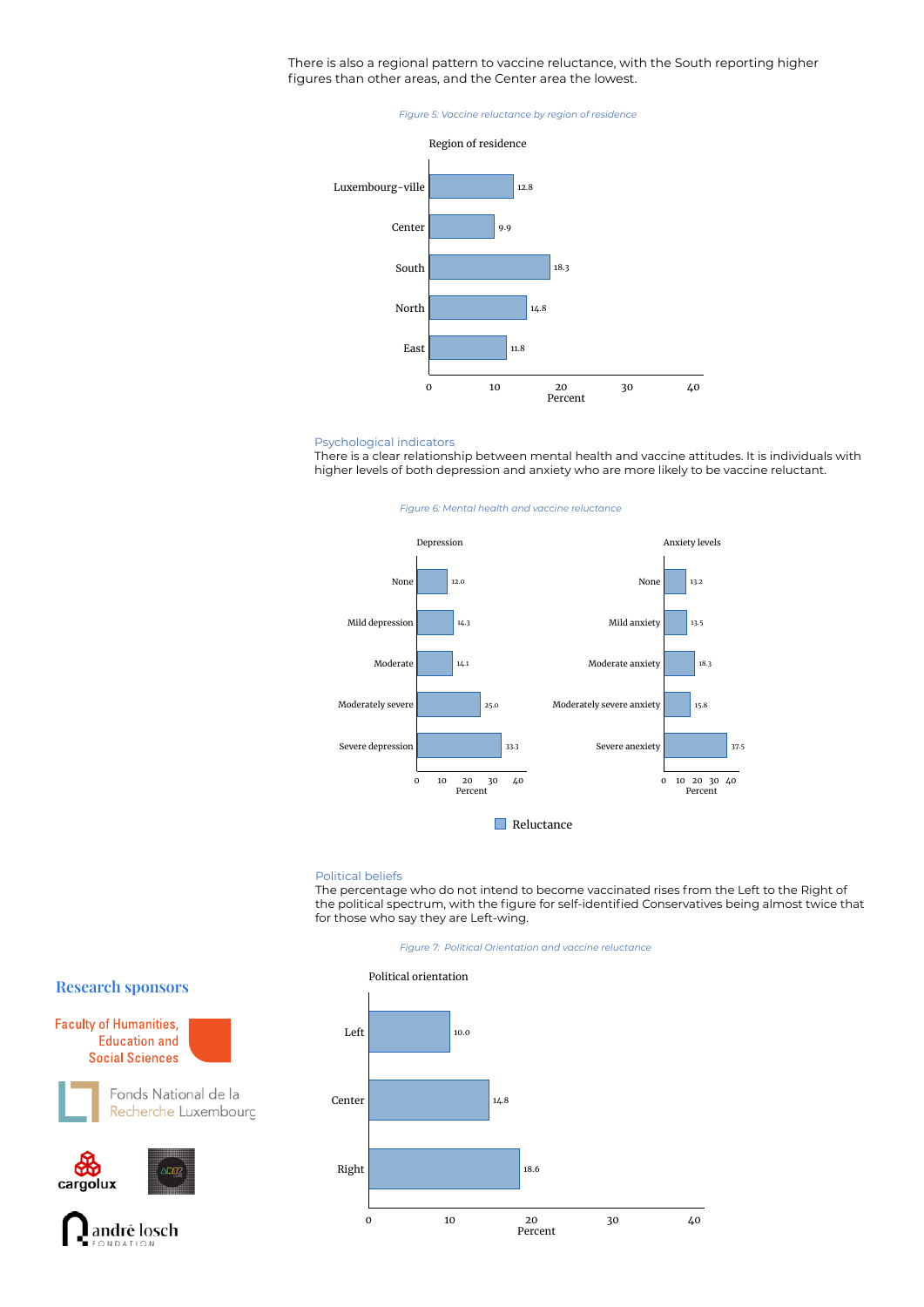There is also a regional pattern to vaccine reluctance, with the South reporting higher figures than other areas, and the Center area the lowest.

*Figure 5: Vaccine reluctance by region of residence*

Region of residence

Luxembourg-ville 12.8

Center 9.9

South 18.3

North 14.8

East 11.8

0 10 20 30 40

Percent

### Psychological indicators

There is a clear relationship between mental health and vaccine attitudes. It is individuals with higher levels of both depression and anxiety who are more likely to be vaccine reluctant.

*Figure 6: Mental health and vaccine reluctance*

Depression

None 12.0

Mild depression 14.3

Moderate 14.1

Moderately severe 25.0

Severe depression 33.3

0 10 20 30 40

Percent

Anxiety levels

None 13.2

Mild anxiety 13.5

Moderate anxiety 18.3

Moderately severe anxiety 15.8

Severe anexiety 37.5

0 10 20 30 40

Percent

Reluctance

### Political beliefs

The percentage who do not intend to become vaccinated rises from the Left to the Right of the political spectrum, with the figure for self-identified Conservatives being almost twice that for those who say they are Left-wing.

*Figure 7: Political Orientation and vaccine reluctance*

Political orientation

Left 10.0

Center 14.8

Right 18.6

0 10 20 30 40

Percent

## Research sponsors

Faculty of Humanities, Education and Social Sciences

Fonds National de la Recherche Luxembourg

cargolux

andré losch FONDATION